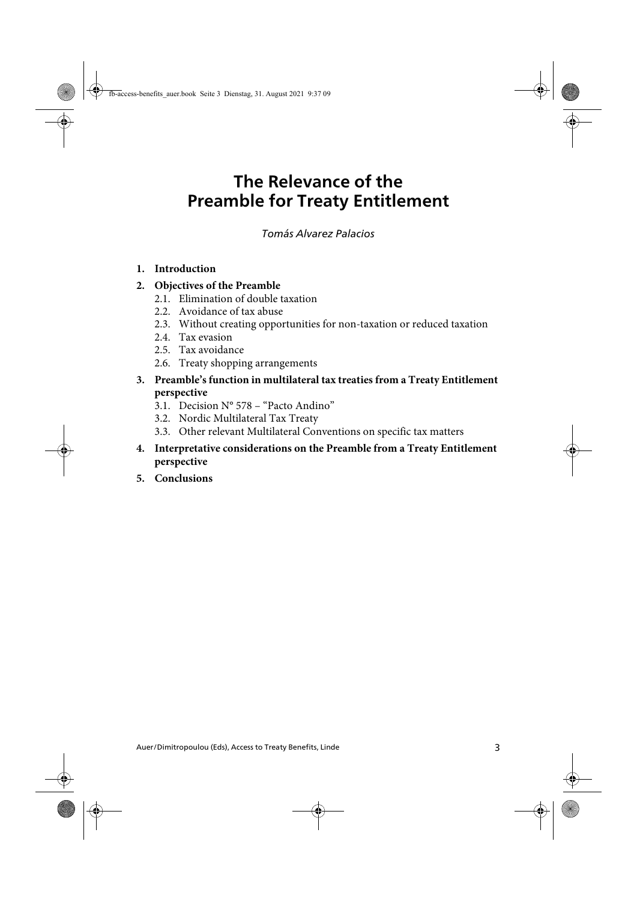# The Relevance of the Preamble for Treaty Entitlement

*Tomás Alvarez Palacios*

1. **Introduction**
2. **Objectives of the Preamble**
   - 2.1. Elimination of double taxation
   - 2.2. Avoidance of tax abuse
   - 2.3. Without creating opportunities for non-taxation or reduced taxation
   - 2.4. Tax evasion
   - 2.5. Tax avoidance
   - 2.6. Treaty shopping arrangements
3. **Preamble's function in multilateral tax treaties from a Treaty Entitlement perspective**
   - 3.1. Decision N° 578 – "Pacto Andino"
   - 3.2. Nordic Multilateral Tax Treaty
   - 3.3. Other relevant Multilateral Conventions on specific tax matters
4. **Interpretative considerations on the Preamble from a Treaty Entitlement perspective**
5. **Conclusions**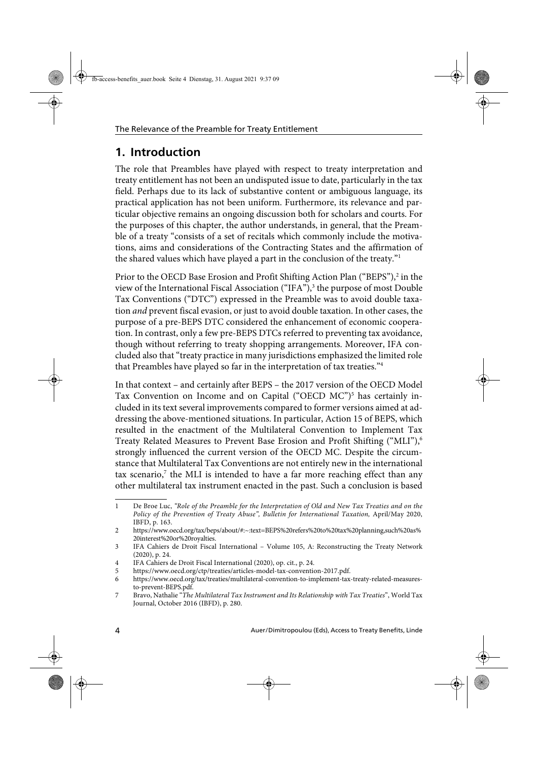## 1. Introduction

The role that Preambles have played with respect to treaty interpretation and treaty entitlement has not been an undisputed issue to date, particularly in the tax field. Perhaps due to its lack of substantive content or ambiguous language, its practical application has not been uniform. Furthermore, its relevance and particular objective remains an ongoing discussion both for scholars and courts. For the purposes of this chapter, the author understands, in general, that the Preamble of a treaty "consists of a set of recitals which commonly include the motivations, aims and considerations of the Contracting States and the affirmation of the shared values which have played a part in the conclusion of the treaty."[1]

Prior to the OECD Base Erosion and Profit Shifting Action Plan ("BEPS"),[2] in the view of the International Fiscal Association ("IFA"),[3] the purpose of most Double Tax Conventions ("DTC") expressed in the Preamble was to avoid double taxation *and* prevent fiscal evasion, or just to avoid double taxation. In other cases, the purpose of a pre-BEPS DTC considered the enhancement of economic cooperation. In contrast, only a few pre-BEPS DTCs referred to preventing tax avoidance, though without referring to treaty shopping arrangements. Moreover, IFA concluded also that "treaty practice in many jurisdictions emphasized the limited role that Preambles have played so far in the interpretation of tax treaties."[4]

In that context – and certainly after BEPS – the 2017 version of the OECD Model Tax Convention on Income and on Capital ("OECD MC")[5] has certainly included in its text several improvements compared to former versions aimed at addressing the above-mentioned situations. In particular, Action 15 of BEPS, which resulted in the enactment of the Multilateral Convention to Implement Tax Treaty Related Measures to Prevent Base Erosion and Profit Shifting ("MLI"),[6] strongly influenced the current version of the OECD MC. Despite the circumstance that Multilateral Tax Conventions are not entirely new in the international tax scenario,[7] the MLI is intended to have a far more reaching effect than any other multilateral tax instrument enacted in the past. Such a conclusion is based

---

1 De Broe Luc, *"Role of the Preamble for the Interpretation of Old and New Tax Treaties and on the Policy of the Prevention of Treaty Abuse", Bulletin for International Taxation,* April/May 2020, IBFD, p. 163.

2 https://www.oecd.org/tax/beps/about/#:~:text=BEPS%20refers%20to%20tax%20planning,such%20as%20interest%20or%20royalties.

3 IFA Cahiers de Droit Fiscal International – Volume 105, A: Reconstructing the Treaty Network (2020), p. 24.

4 IFA Cahiers de Droit Fiscal International (2020), op. cit., p. 24.

5 https://www.oecd.org/ctp/treaties/articles-model-tax-convention-2017.pdf.

6 https://www.oecd.org/tax/treaties/multilateral-convention-to-implement-tax-treaty-related-measures-to-prevent-BEPS.pdf.

7 Bravo, Nathalie "*The Multilateral Tax Instrument and Its Relationship with Tax Treaties*", World Tax Journal, October 2016 (IBFD), p. 280.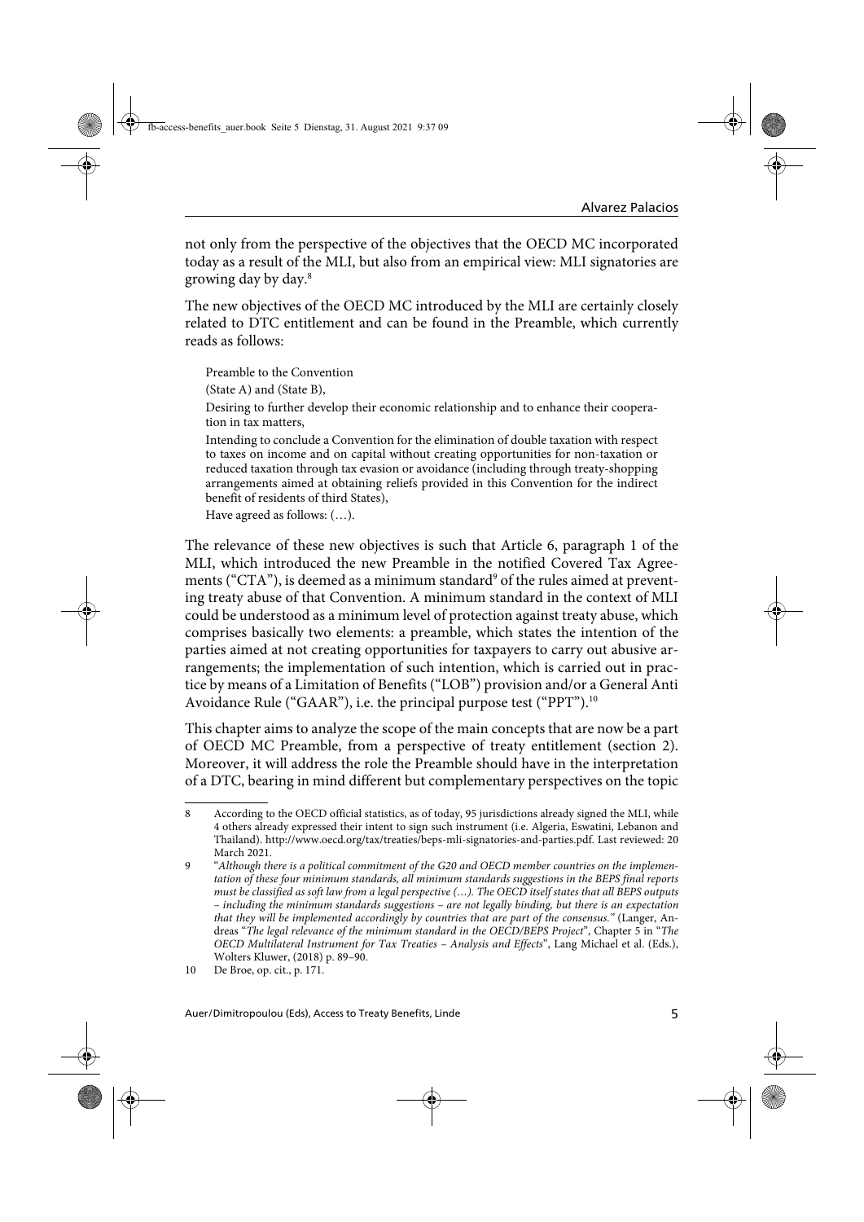not only from the perspective of the objectives that the OECD MC incorporated today as a result of the MLI, but also from an empirical view: MLI signatories are growing day by day.[8]

The new objectives of the OECD MC introduced by the MLI are certainly closely related to DTC entitlement and can be found in the Preamble, which currently reads as follows:

> Preamble to the Convention
>
> (State A) and (State B),
>
> Desiring to further develop their economic relationship and to enhance their cooperation in tax matters,
>
> Intending to conclude a Convention for the elimination of double taxation with respect to taxes on income and on capital without creating opportunities for non-taxation or reduced taxation through tax evasion or avoidance (including through treaty-shopping arrangements aimed at obtaining reliefs provided in this Convention for the indirect benefit of residents of third States),
>
> Have agreed as follows: (…).

The relevance of these new objectives is such that Article 6, paragraph 1 of the MLI, which introduced the new Preamble in the notified Covered Tax Agreements ("CTA"), is deemed as a minimum standard[9] of the rules aimed at preventing treaty abuse of that Convention. A minimum standard in the context of MLI could be understood as a minimum level of protection against treaty abuse, which comprises basically two elements: a preamble, which states the intention of the parties aimed at not creating opportunities for taxpayers to carry out abusive arrangements; the implementation of such intention, which is carried out in practice by means of a Limitation of Benefits ("LOB") provision and/or a General Anti Avoidance Rule ("GAAR"), i.e. the principal purpose test ("PPT").[10]

This chapter aims to analyze the scope of the main concepts that are now be a part of OECD MC Preamble, from a perspective of treaty entitlement (section 2). Moreover, it will address the role the Preamble should have in the interpretation of a DTC, bearing in mind different but complementary perspectives on the topic

---

8 According to the OECD official statistics, as of today, 95 jurisdictions already signed the MLI, while 4 others already expressed their intent to sign such instrument (i.e. Algeria, Eswatini, Lebanon and Thailand). http://www.oecd.org/tax/treaties/beps-mli-signatories-and-parties.pdf. Last reviewed: 20 March 2021.

9 "*Although there is a political commitment of the G20 and OECD member countries on the implementation of these four minimum standards, all minimum standards suggestions in the BEPS final reports must be classified as soft law from a legal perspective (…). The OECD itself states that all BEPS outputs – including the minimum standards suggestions – are not legally binding, but there is an expectation that they will be implemented accordingly by countries that are part of the consensus.*" (Langer, Andreas "*The legal relevance of the minimum standard in the OECD/BEPS Project*", Chapter 5 in "*The OECD Multilateral Instrument for Tax Treaties – Analysis and Effects*", Lang Michael et al. (Eds.), Wolters Kluwer, (2018) p. 89–90.

10 De Broe, op. cit., p. 171.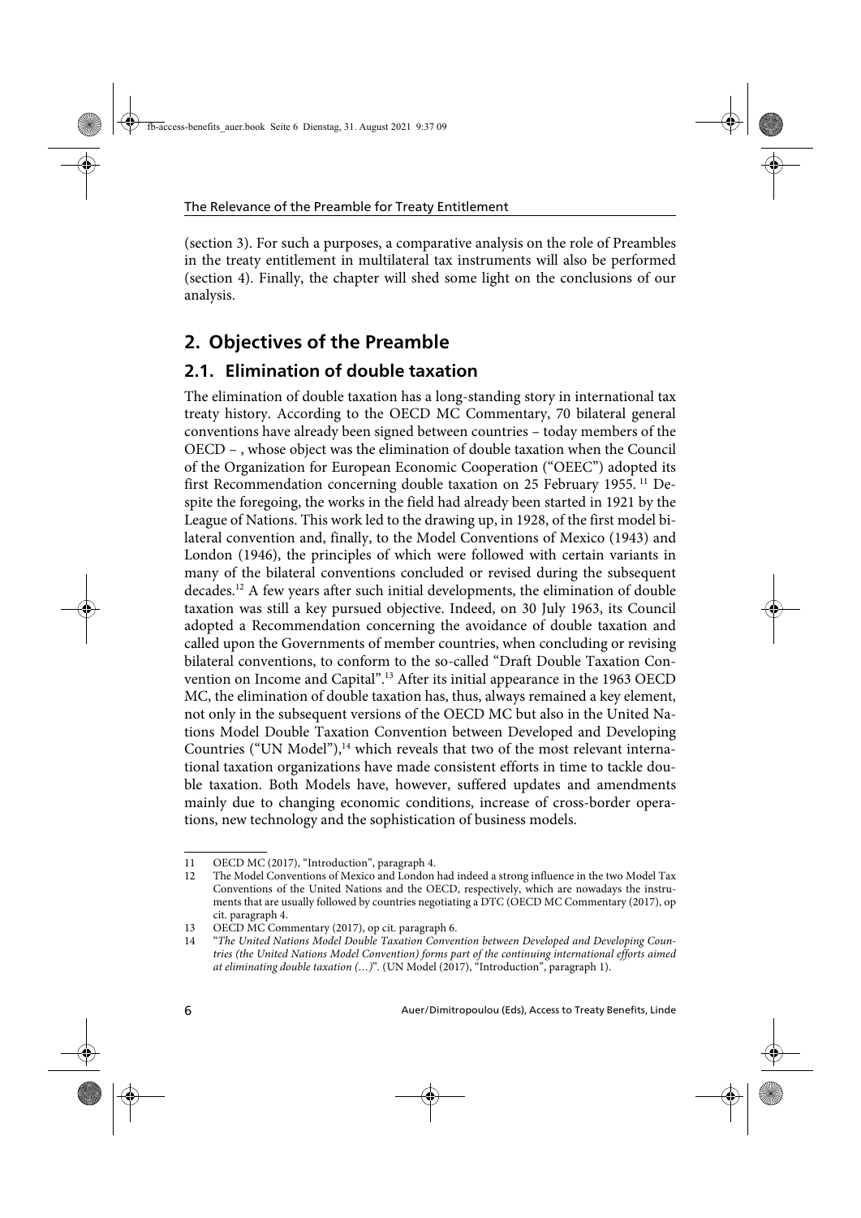(section 3). For such a purposes, a comparative analysis on the role of Preambles in the treaty entitlement in multilateral tax instruments will also be performed (section 4). Finally, the chapter will shed some light on the conclusions of our analysis.

## 2. Objectives of the Preamble

### 2.1. Elimination of double taxation

The elimination of double taxation has a long-standing story in international tax treaty history. According to the OECD MC Commentary, 70 bilateral general conventions have already been signed between countries – today members of the OECD – , whose object was the elimination of double taxation when the Council of the Organization for European Economic Cooperation ("OEEC") adopted its first Recommendation concerning double taxation on 25 February 1955. [11] Despite the foregoing, the works in the field had already been started in 1921 by the League of Nations. This work led to the drawing up, in 1928, of the first model bilateral convention and, finally, to the Model Conventions of Mexico (1943) and London (1946), the principles of which were followed with certain variants in many of the bilateral conventions concluded or revised during the subsequent decades.[12] A few years after such initial developments, the elimination of double taxation was still a key pursued objective. Indeed, on 30 July 1963, its Council adopted a Recommendation concerning the avoidance of double taxation and called upon the Governments of member countries, when concluding or revising bilateral conventions, to conform to the so-called "Draft Double Taxation Convention on Income and Capital".[13] After its initial appearance in the 1963 OECD MC, the elimination of double taxation has, thus, always remained a key element, not only in the subsequent versions of the OECD MC but also in the United Nations Model Double Taxation Convention between Developed and Developing Countries ("UN Model"),[14] which reveals that two of the most relevant international taxation organizations have made consistent efforts in time to tackle double taxation. Both Models have, however, suffered updates and amendments mainly due to changing economic conditions, increase of cross-border operations, new technology and the sophistication of business models.

---

11 OECD MC (2017), "Introduction", paragraph 4.

12 The Model Conventions of Mexico and London had indeed a strong influence in the two Model Tax Conventions of the United Nations and the OECD, respectively, which are nowadays the instruments that are usually followed by countries negotiating a DTC (OECD MC Commentary (2017), op cit. paragraph 4.

13 OECD MC Commentary (2017), op cit. paragraph 6.

14 "*The United Nations Model Double Taxation Convention between Developed and Developing Countries (the United Nations Model Convention) forms part of the continuing international efforts aimed at eliminating double taxation (…)*". (UN Model (2017), "Introduction", paragraph 1).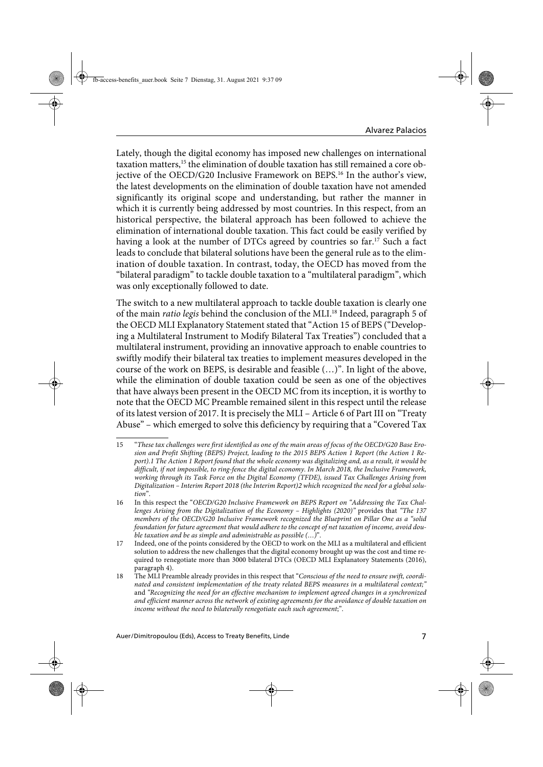Lately, though the digital economy has imposed new challenges on international taxation matters,[15] the elimination of double taxation has still remained a core objective of the OECD/G20 Inclusive Framework on BEPS.[16] In the author's view, the latest developments on the elimination of double taxation have not amended significantly its original scope and understanding, but rather the manner in which it is currently being addressed by most countries. In this respect, from an historical perspective, the bilateral approach has been followed to achieve the elimination of international double taxation. This fact could be easily verified by having a look at the number of DTCs agreed by countries so far.[17] Such a fact leads to conclude that bilateral solutions have been the general rule as to the elimination of double taxation. In contrast, today, the OECD has moved from the "bilateral paradigm" to tackle double taxation to a "multilateral paradigm", which was only exceptionally followed to date.

The switch to a new multilateral approach to tackle double taxation is clearly one of the main *ratio legis* behind the conclusion of the MLI.[18] Indeed, paragraph 5 of the OECD MLI Explanatory Statement stated that "Action 15 of BEPS ("Developing a Multilateral Instrument to Modify Bilateral Tax Treaties") concluded that a multilateral instrument, providing an innovative approach to enable countries to swiftly modify their bilateral tax treaties to implement measures developed in the course of the work on BEPS, is desirable and feasible (…)". In light of the above, while the elimination of double taxation could be seen as one of the objectives that have always been present in the OECD MC from its inception, it is worthy to note that the OECD MC Preamble remained silent in this respect until the release of its latest version of 2017. It is precisely the MLI – Article 6 of Part III on "Treaty Abuse" – which emerged to solve this deficiency by requiring that a "Covered Tax

---

15 "*These tax challenges were first identified as one of the main areas of focus of the OECD/G20 Base Erosion and Profit Shifting (BEPS) Project, leading to the 2015 BEPS Action 1 Report (the Action 1 Report).1 The Action 1 Report found that the whole economy was digitalizing and, as a result, it would be difficult, if not impossible, to ring-fence the digital economy. In March 2018, the Inclusive Framework, working through its Task Force on the Digital Economy (TFDE), issued Tax Challenges Arising from Digitalization – Interim Report 2018 (the Interim Report)2 which recognized the need for a global solution*".

16 In this respect the "*OECD/G20 Inclusive Framework on BEPS Report on "Addressing the Tax Challenges Arising from the Digitalization of the Economy – Highlights (2020)"* provides that *"The 137 members of the OECD/G20 Inclusive Framework recognized the Blueprint on Pillar One as a "solid foundation for future agreement that would adhere to the concept of net taxation of income, avoid double taxation and be as simple and administrable as possible (…)*".

17 Indeed, one of the points considered by the OECD to work on the MLI as a multilateral and efficient solution to address the new challenges that the digital economy brought up was the cost and time required to renegotiate more than 3000 bilateral DTCs (OECD MLI Explanatory Statements (2016), paragraph 4).

18 The MLI Preamble already provides in this respect that "*Conscious of the need to ensure swift, coordinated and consistent implementation of the treaty related BEPS measures in a multilateral context;*" and *"Recognizing the need for an effective mechanism to implement agreed changes in a synchronized and efficient manner across the network of existing agreements for the avoidance of double taxation on income without the need to bilaterally renegotiate each such agreement*;".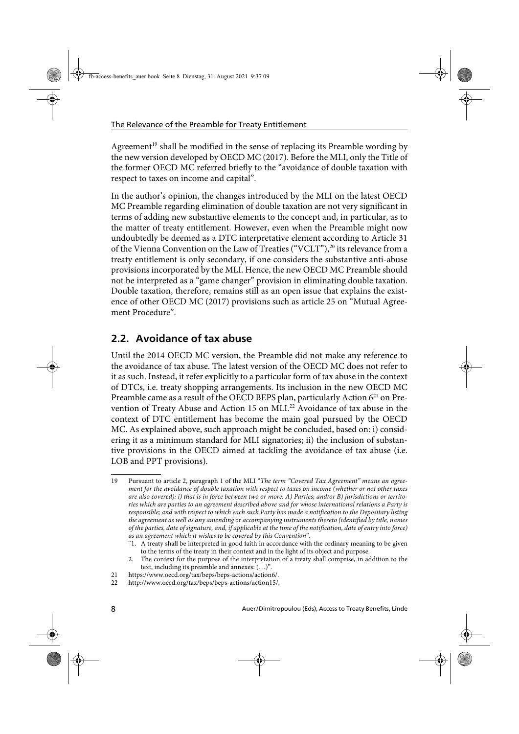Agreement[19] shall be modified in the sense of replacing its Preamble wording by the new version developed by OECD MC (2017). Before the MLI, only the Title of the former OECD MC referred briefly to the "avoidance of double taxation with respect to taxes on income and capital".

In the author's opinion, the changes introduced by the MLI on the latest OECD MC Preamble regarding elimination of double taxation are not very significant in terms of adding new substantive elements to the concept and, in particular, as to the matter of treaty entitlement. However, even when the Preamble might now undoubtedly be deemed as a DTC interpretative element according to Article 31 of the Vienna Convention on the Law of Treaties ("VCLT"),[20] its relevance from a treaty entitlement is only secondary, if one considers the substantive anti-abuse provisions incorporated by the MLI. Hence, the new OECD MC Preamble should not be interpreted as a "game changer" provision in eliminating double taxation. Double taxation, therefore, remains still as an open issue that explains the existence of other OECD MC (2017) provisions such as article 25 on "Mutual Agreement Procedure".

## 2.2. Avoidance of tax abuse

Until the 2014 OECD MC version, the Preamble did not make any reference to the avoidance of tax abuse. The latest version of the OECD MC does not refer to it as such. Instead, it refer explicitly to a particular form of tax abuse in the context of DTCs, i.e. treaty shopping arrangements. Its inclusion in the new OECD MC Preamble came as a result of the OECD BEPS plan, particularly Action 6[21] on Prevention of Treaty Abuse and Action 15 on MLI.[22] Avoidance of tax abuse in the context of DTC entitlement has become the main goal pursued by the OECD MC. As explained above, such approach might be concluded, based on: i) considering it as a minimum standard for MLI signatories; ii) the inclusion of substantive provisions in the OECD aimed at tackling the avoidance of tax abuse (i.e. LOB and PPT provisions).

---

19 Pursuant to article 2, paragraph 1 of the MLI "*The term "Covered Tax Agreement" means an agreement for the avoidance of double taxation with respect to taxes on income (whether or not other taxes are also covered): i) that is in force between two or more: A) Parties; and/or B) jurisdictions or territories which are parties to an agreement described above and for whose international relations a Party is responsible; and with respect to which each such Party has made a notification to the Depositary listing the agreement as well as any amending or accompanying instruments thereto (identified by title, names of the parties, date of signature, and, if applicable at the time of the notification, date of entry into force) as an agreement which it wishes to be covered by this Convention*".

20 "1. A treaty shall be interpreted in good faith in accordance with the ordinary meaning to be given to the terms of the treaty in their context and in the light of its object and purpose.
2. The context for the purpose of the interpretation of a treaty shall comprise, in addition to the text, including its preamble and annexes: (…)".

21 https://www.oecd.org/tax/beps/beps-actions/action6/.

22 http://www.oecd.org/tax/beps/beps-actions/action15/.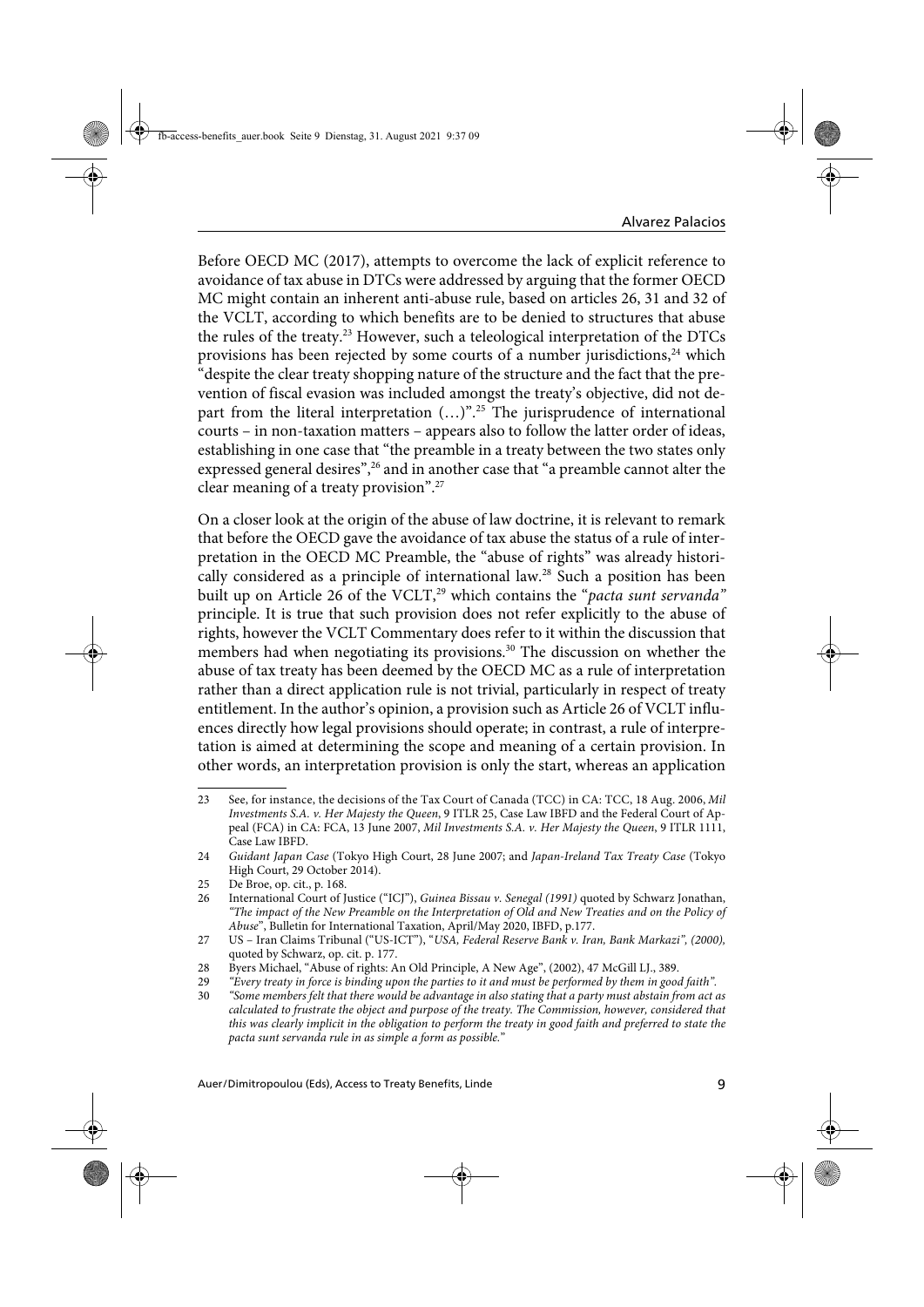Before OECD MC (2017), attempts to overcome the lack of explicit reference to avoidance of tax abuse in DTCs were addressed by arguing that the former OECD MC might contain an inherent anti-abuse rule, based on articles 26, 31 and 32 of the VCLT, according to which benefits are to be denied to structures that abuse the rules of the treaty.[23] However, such a teleological interpretation of the DTCs provisions has been rejected by some courts of a number jurisdictions,[24] which "despite the clear treaty shopping nature of the structure and the fact that the prevention of fiscal evasion was included amongst the treaty's objective, did not depart from the literal interpretation (…)".[25] The jurisprudence of international courts – in non-taxation matters – appears also to follow the latter order of ideas, establishing in one case that "the preamble in a treaty between the two states only expressed general desires",[26] and in another case that "a preamble cannot alter the clear meaning of a treaty provision".[27]

On a closer look at the origin of the abuse of law doctrine, it is relevant to remark that before the OECD gave the avoidance of tax abuse the status of a rule of interpretation in the OECD MC Preamble, the "abuse of rights" was already historically considered as a principle of international law.[28] Such a position has been built up on Article 26 of the VCLT,[29] which contains the "*pacta sunt servanda"* principle. It is true that such provision does not refer explicitly to the abuse of rights, however the VCLT Commentary does refer to it within the discussion that members had when negotiating its provisions.[30] The discussion on whether the abuse of tax treaty has been deemed by the OECD MC as a rule of interpretation rather than a direct application rule is not trivial, particularly in respect of treaty entitlement. In the author's opinion, a provision such as Article 26 of VCLT influences directly how legal provisions should operate; in contrast, a rule of interpretation is aimed at determining the scope and meaning of a certain provision. In other words, an interpretation provision is only the start, whereas an application

---

23 See, for instance, the decisions of the Tax Court of Canada (TCC) in CA: TCC, 18 Aug. 2006, *Mil Investments S.A. v. Her Majesty the Queen*, 9 ITLR 25, Case Law IBFD and the Federal Court of Appeal (FCA) in CA: FCA, 13 June 2007, *Mil Investments S.A. v. Her Majesty the Queen*, 9 ITLR 1111, Case Law IBFD.

24 *Guidant Japan Case* (Tokyo High Court, 28 June 2007; and *Japan-Ireland Tax Treaty Case* (Tokyo High Court, 29 October 2014).

25 De Broe, op. cit., p. 168.

26 International Court of Justice ("ICJ"), *Guinea Bissau v. Senegal (1991)* quoted by Schwarz Jonathan, *"The impact of the New Preamble on the Interpretation of Old and New Treaties and on the Policy of Abuse*", Bulletin for International Taxation, April/May 2020, IBFD, p.177.

27 US – Iran Claims Tribunal ("US-ICT"), "*USA, Federal Reserve Bank v. Iran, Bank Markazi", (2000),* quoted by Schwarz, op. cit. p. 177.

28 Byers Michael, "Abuse of rights: An Old Principle, A New Age", (2002), 47 McGill LJ., 389.

29 *"Every treaty in force is binding upon the parties to it and must be performed by them in good faith".*

30 *"Some members felt that there would be advantage in also stating that a party must abstain from act as calculated to frustrate the object and purpose of the treaty. The Commission, however, considered that this was clearly implicit in the obligation to perform the treaty in good faith and preferred to state the pacta sunt servanda rule in as simple a form as possible.*"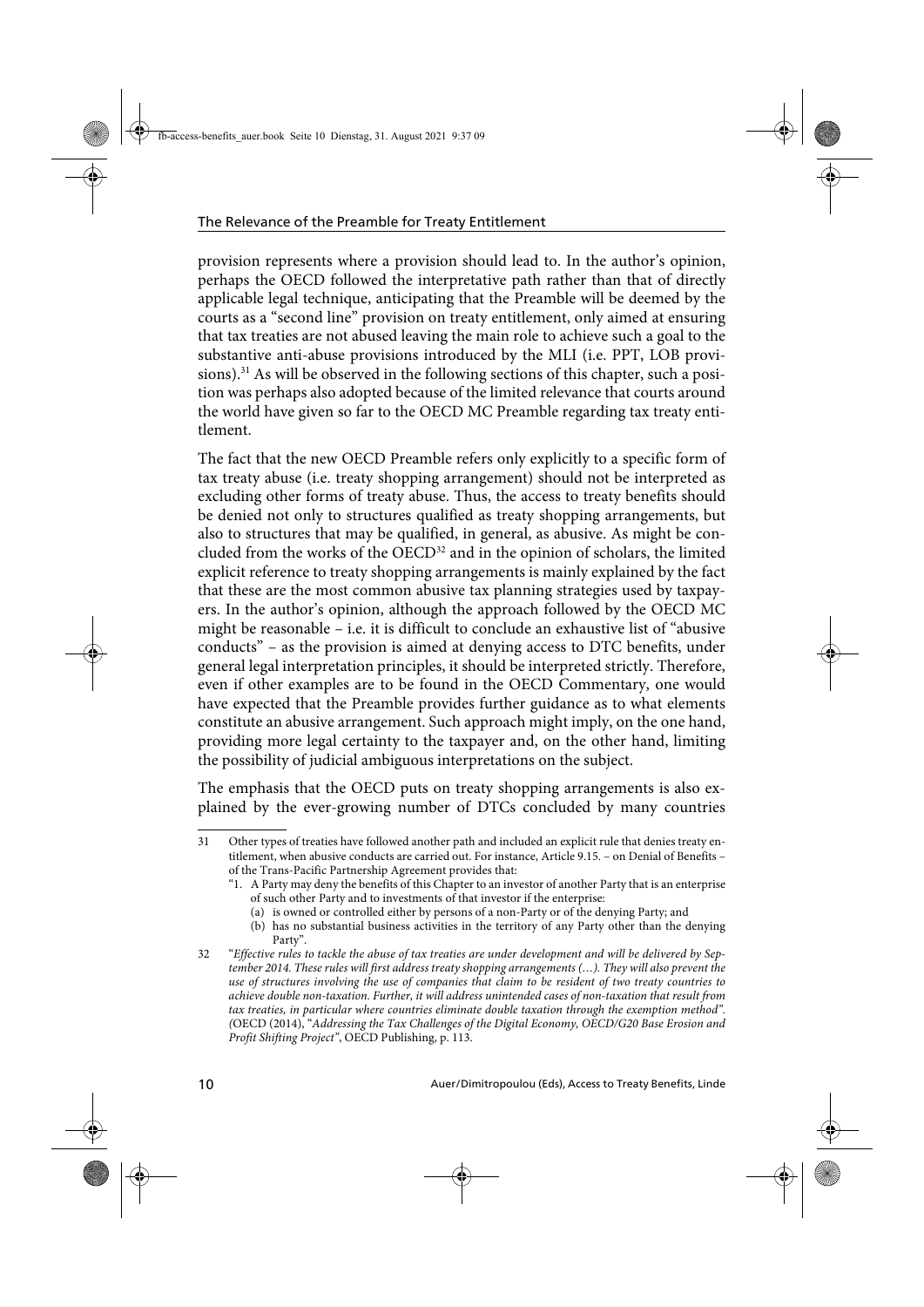provision represents where a provision should lead to. In the author's opinion, perhaps the OECD followed the interpretative path rather than that of directly applicable legal technique, anticipating that the Preamble will be deemed by the courts as a "second line" provision on treaty entitlement, only aimed at ensuring that tax treaties are not abused leaving the main role to achieve such a goal to the substantive anti-abuse provisions introduced by the MLI (i.e. PPT, LOB provisions).[31] As will be observed in the following sections of this chapter, such a position was perhaps also adopted because of the limited relevance that courts around the world have given so far to the OECD MC Preamble regarding tax treaty entitlement.

The fact that the new OECD Preamble refers only explicitly to a specific form of tax treaty abuse (i.e. treaty shopping arrangement) should not be interpreted as excluding other forms of treaty abuse. Thus, the access to treaty benefits should be denied not only to structures qualified as treaty shopping arrangements, but also to structures that may be qualified, in general, as abusive. As might be concluded from the works of the OECD[32] and in the opinion of scholars, the limited explicit reference to treaty shopping arrangements is mainly explained by the fact that these are the most common abusive tax planning strategies used by taxpayers. In the author's opinion, although the approach followed by the OECD MC might be reasonable – i.e. it is difficult to conclude an exhaustive list of "abusive conducts" – as the provision is aimed at denying access to DTC benefits, under general legal interpretation principles, it should be interpreted strictly. Therefore, even if other examples are to be found in the OECD Commentary, one would have expected that the Preamble provides further guidance as to what elements constitute an abusive arrangement. Such approach might imply, on the one hand, providing more legal certainty to the taxpayer and, on the other hand, limiting the possibility of judicial ambiguous interpretations on the subject.

The emphasis that the OECD puts on treaty shopping arrangements is also explained by the ever-growing number of DTCs concluded by many countries

---

31 Other types of treaties have followed another path and included an explicit rule that denies treaty entitlement, when abusive conducts are carried out. For instance, Article 9.15. – on Denial of Benefits – of the Trans-Pacific Partnership Agreement provides that:

"1. A Party may deny the benefits of this Chapter to an investor of another Party that is an enterprise of such other Party and to investments of that investor if the enterprise:
   (a) is owned or controlled either by persons of a non-Party or of the denying Party; and
   (b) has no substantial business activities in the territory of any Party other than the denying Party".

32 "*Effective rules to tackle the abuse of tax treaties are under development and will be delivered by September 2014. These rules will first address treaty shopping arrangements (…). They will also prevent the use of structures involving the use of companies that claim to be resident of two treaty countries to achieve double non-taxation. Further, it will address unintended cases of non-taxation that result from tax treaties, in particular where countries eliminate double taxation through the exemption method*". (OECD (2014), "*Addressing the Tax Challenges of the Digital Economy, OECD/G20 Base Erosion and Profit Shifting Project*", OECD Publishing, p. 113.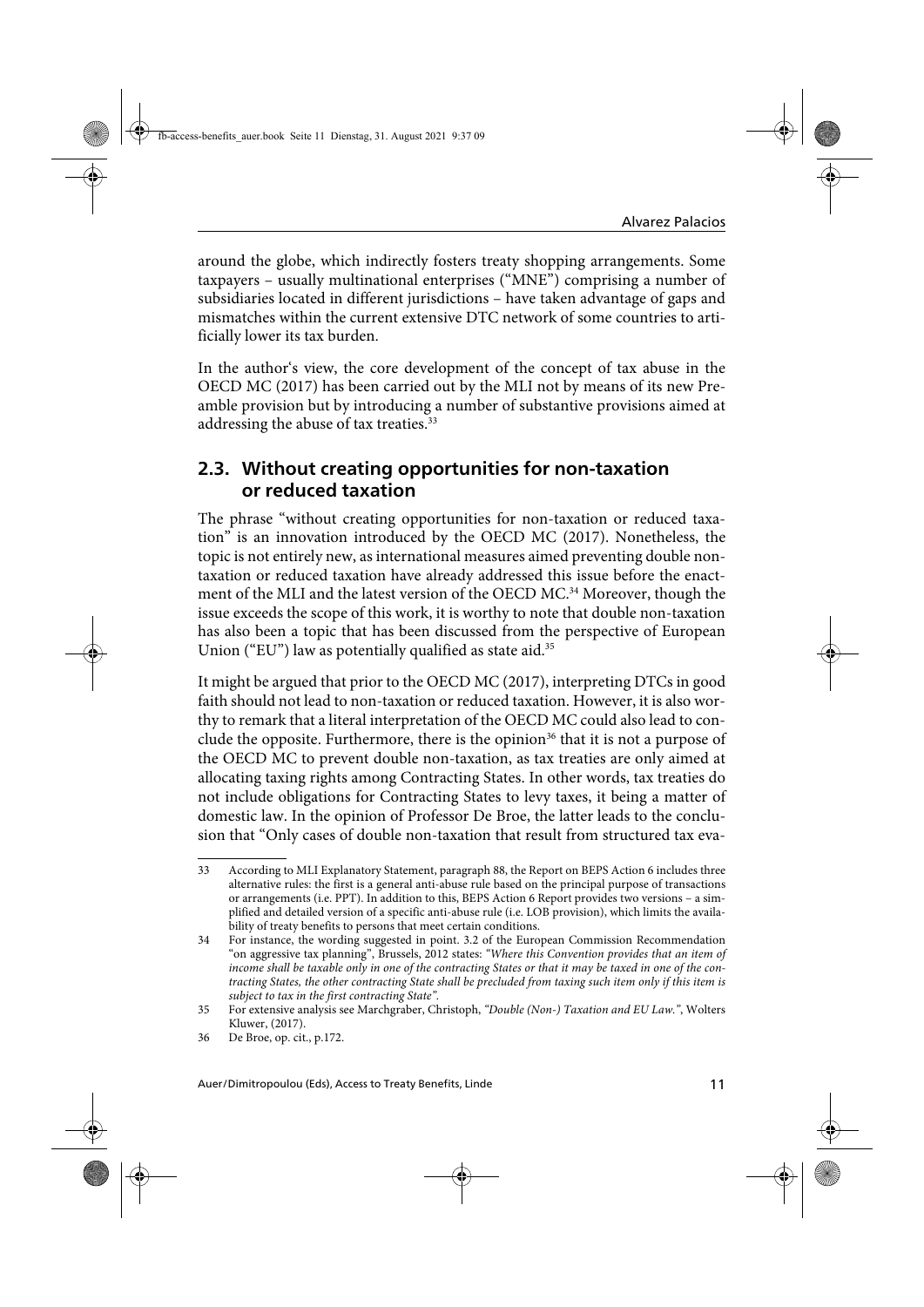around the globe, which indirectly fosters treaty shopping arrangements. Some taxpayers – usually multinational enterprises ("MNE") comprising a number of subsidiaries located in different jurisdictions – have taken advantage of gaps and mismatches within the current extensive DTC network of some countries to artificially lower its tax burden.

In the author's view, the core development of the concept of tax abuse in the OECD MC (2017) has been carried out by the MLI not by means of its new Preamble provision but by introducing a number of substantive provisions aimed at addressing the abuse of tax treaties.[33]

## 2.3. Without creating opportunities for non-taxation or reduced taxation

The phrase "without creating opportunities for non-taxation or reduced taxation" is an innovation introduced by the OECD MC (2017). Nonetheless, the topic is not entirely new, as international measures aimed preventing double non-taxation or reduced taxation have already addressed this issue before the enactment of the MLI and the latest version of the OECD MC.[34] Moreover, though the issue exceeds the scope of this work, it is worthy to note that double non-taxation has also been a topic that has been discussed from the perspective of European Union ("EU") law as potentially qualified as state aid.[35]

It might be argued that prior to the OECD MC (2017), interpreting DTCs in good faith should not lead to non-taxation or reduced taxation. However, it is also worthy to remark that a literal interpretation of the OECD MC could also lead to conclude the opposite. Furthermore, there is the opinion[36] that it is not a purpose of the OECD MC to prevent double non-taxation, as tax treaties are only aimed at allocating taxing rights among Contracting States. In other words, tax treaties do not include obligations for Contracting States to levy taxes, it being a matter of domestic law. In the opinion of Professor De Broe, the latter leads to the conclusion that "Only cases of double non-taxation that result from structured tax eva-

---

33 According to MLI Explanatory Statement, paragraph 88, the Report on BEPS Action 6 includes three alternative rules: the first is a general anti-abuse rule based on the principal purpose of transactions or arrangements (i.e. PPT). In addition to this, BEPS Action 6 Report provides two versions – a simplified and detailed version of a specific anti-abuse rule (i.e. LOB provision), which limits the availability of treaty benefits to persons that meet certain conditions.

34 For instance, the wording suggested in point. 3.2 of the European Commission Recommendation "on aggressive tax planning", Brussels, 2012 states: *"Where this Convention provides that an item of income shall be taxable only in one of the contracting States or that it may be taxed in one of the contracting States, the other contracting State shall be precluded from taxing such item only if this item is subject to tax in the first contracting State".*

35 For extensive analysis see Marchgraber, Christoph, *"Double (Non-) Taxation and EU Law."*, Wolters Kluwer, (2017).

36 De Broe, op. cit., p.172.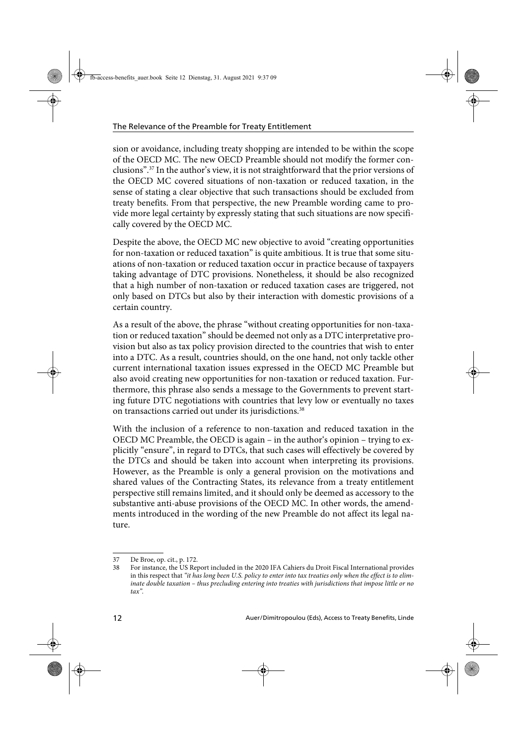sion or avoidance, including treaty shopping are intended to be within the scope of the OECD MC. The new OECD Preamble should not modify the former conclusions".[37] In the author's view, it is not straightforward that the prior versions of the OECD MC covered situations of non-taxation or reduced taxation, in the sense of stating a clear objective that such transactions should be excluded from treaty benefits. From that perspective, the new Preamble wording came to provide more legal certainty by expressly stating that such situations are now specifically covered by the OECD MC.

Despite the above, the OECD MC new objective to avoid "creating opportunities for non-taxation or reduced taxation" is quite ambitious. It is true that some situations of non-taxation or reduced taxation occur in practice because of taxpayers taking advantage of DTC provisions. Nonetheless, it should be also recognized that a high number of non-taxation or reduced taxation cases are triggered, not only based on DTCs but also by their interaction with domestic provisions of a certain country.

As a result of the above, the phrase "without creating opportunities for non-taxation or reduced taxation" should be deemed not only as a DTC interpretative provision but also as tax policy provision directed to the countries that wish to enter into a DTC. As a result, countries should, on the one hand, not only tackle other current international taxation issues expressed in the OECD MC Preamble but also avoid creating new opportunities for non-taxation or reduced taxation. Furthermore, this phrase also sends a message to the Governments to prevent starting future DTC negotiations with countries that levy low or eventually no taxes on transactions carried out under its jurisdictions.[38]

With the inclusion of a reference to non-taxation and reduced taxation in the OECD MC Preamble, the OECD is again – in the author's opinion – trying to explicitly "ensure", in regard to DTCs, that such cases will effectively be covered by the DTCs and should be taken into account when interpreting its provisions. However, as the Preamble is only a general provision on the motivations and shared values of the Contracting States, its relevance from a treaty entitlement perspective still remains limited, and it should only be deemed as accessory to the substantive anti-abuse provisions of the OECD MC. In other words, the amendments introduced in the wording of the new Preamble do not affect its legal nature.

---

37 De Broe, op. cit., p. 172.

38 For instance, the US Report included in the 2020 IFA Cahiers du Droit Fiscal International provides in this respect that *"it has long been U.S. policy to enter into tax treaties only when the effect is to eliminate double taxation – thus precluding entering into treaties with jurisdictions that impose little or no tax".*